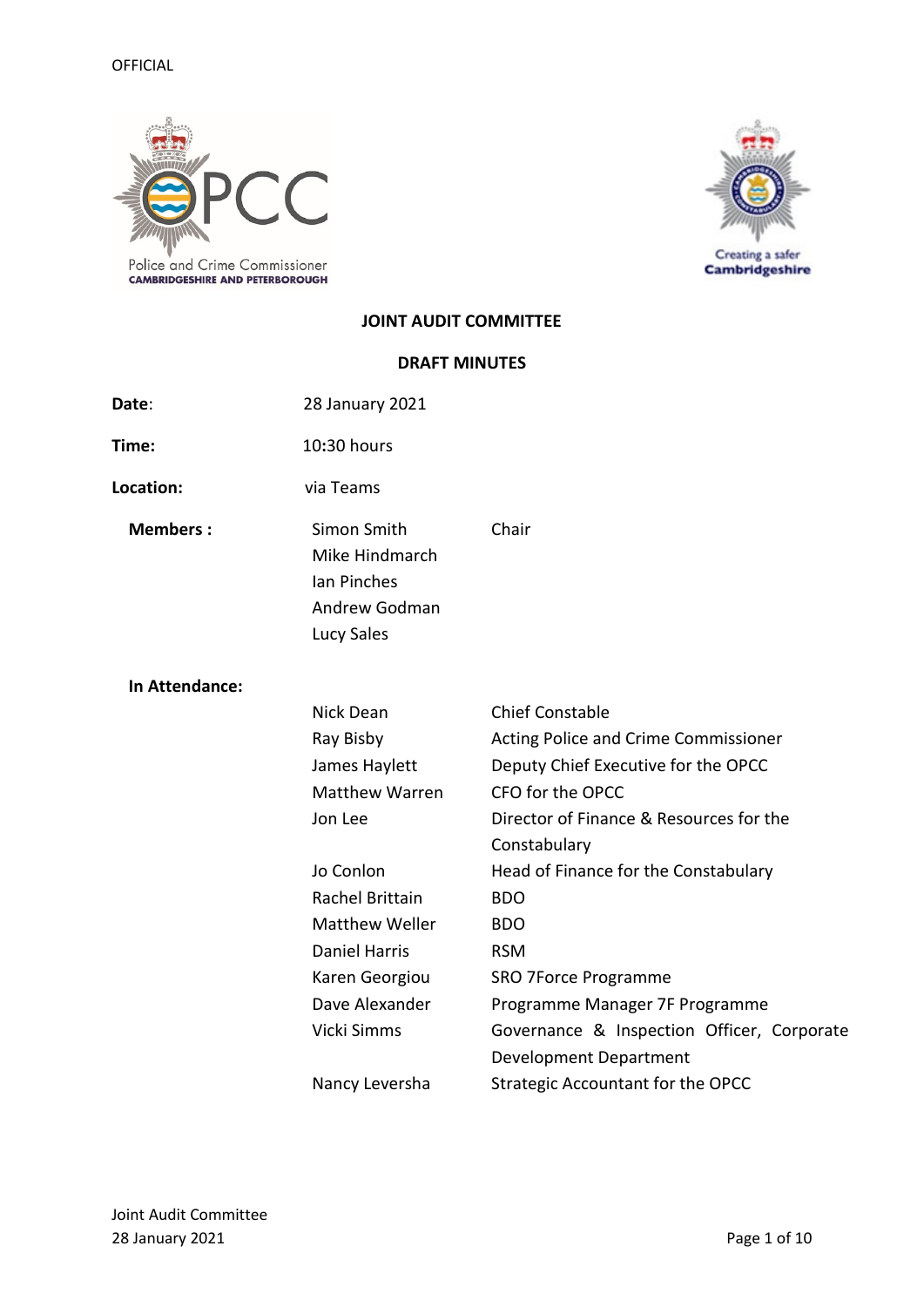OFFICIAL

# JOINT AUDIT COMMITTEE

## DRAFT MINUTES

**Date**: 28 January 2021

**Time:** 10:30 hours

**Location:** via Teams

**Members :**

| | |
|---|---|
| Simon Smith | Chair |
| Mike Hindmarch | |
| Ian Pinches | |
| Andrew Godman | |
| Lucy Sales | |

**In Attendance:**

| | |
|---|---|
| Nick Dean | Chief Constable |
| Ray Bisby | Acting Police and Crime Commissioner |
| James Haylett | Deputy Chief Executive for the OPCC |
| Matthew Warren | CFO for the OPCC |
| Jon Lee | Director of Finance & Resources for the Constabulary |
| Jo Conlon | Head of Finance for the Constabulary |
| Rachel Brittain | BDO |
| Matthew Weller | BDO |
| Daniel Harris | RSM |
| Karen Georgiou | SRO 7Force Programme |
| Dave Alexander | Programme Manager 7F Programme |
| Vicki Simms | Governance & Inspection Officer, Corporate Development Department |
| Nancy Leversha | Strategic Accountant for the OPCC |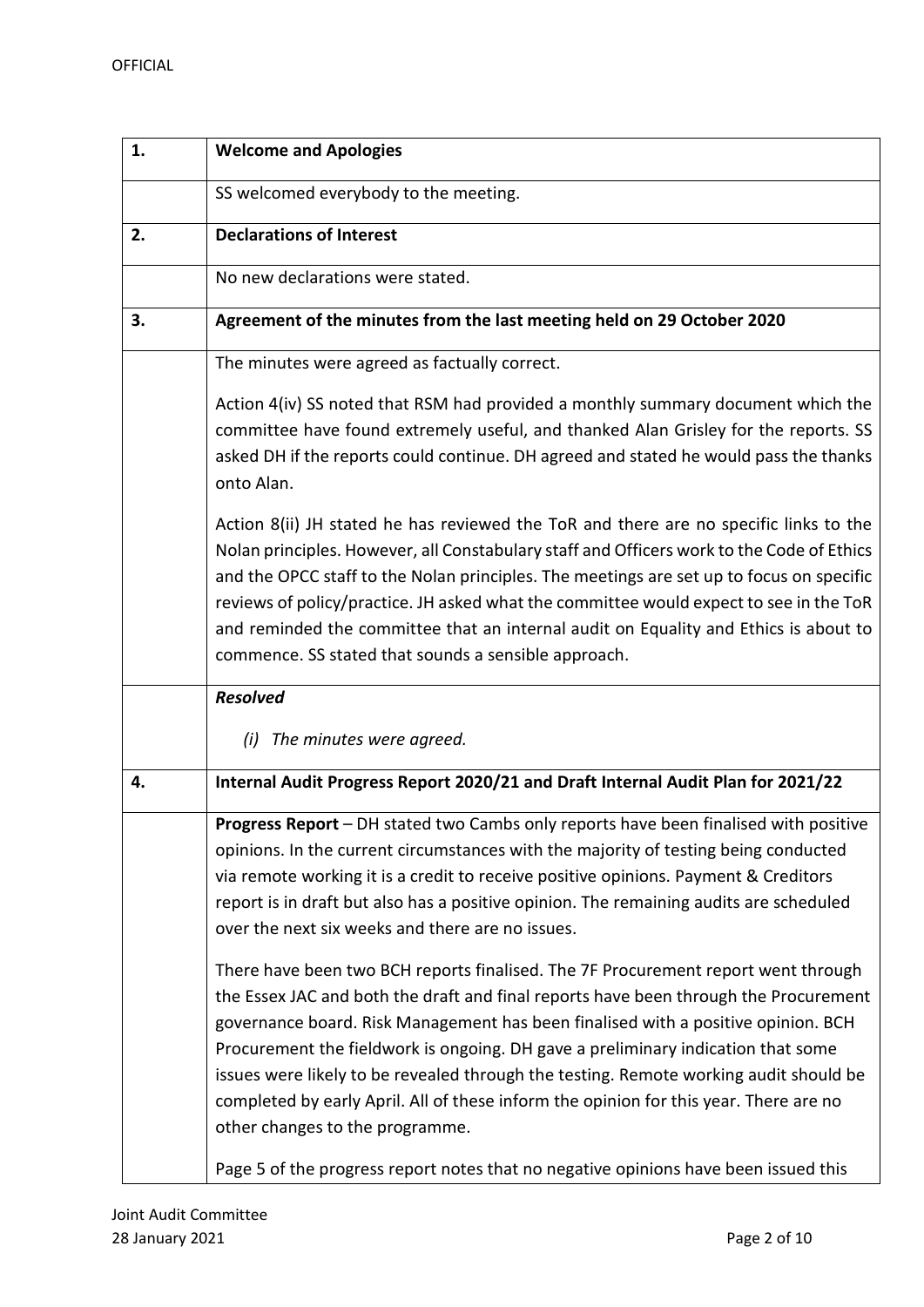| 1. | **Welcome and Apologies** |
|---|---|
| | SS welcomed everybody to the meeting. |
| 2. | **Declarations of Interest** |
| | No new declarations were stated. |
| 3. | **Agreement of the minutes from the last meeting held on 29 October 2020** |
| | The minutes were agreed as factually correct.<br><br>Action 4(iv) SS noted that RSM had provided a monthly summary document which the committee have found extremely useful, and thanked Alan Grisley for the reports. SS asked DH if the reports could continue. DH agreed and stated he would pass the thanks onto Alan.<br><br>Action 8(ii) JH stated he has reviewed the ToR and there are no specific links to the Nolan principles. However, all Constabulary staff and Officers work to the Code of Ethics and the OPCC staff to the Nolan principles. The meetings are set up to focus on specific reviews of policy/practice. JH asked what the committee would expect to see in the ToR and reminded the committee that an internal audit on Equality and Ethics is about to commence. SS stated that sounds a sensible approach. |
| | ***Resolved***<br><br>*(i) The minutes were agreed.* |
| 4. | **Internal Audit Progress Report 2020/21 and Draft Internal Audit Plan for 2021/22** |
| | **Progress Report** – DH stated two Cambs only reports have been finalised with positive opinions. In the current circumstances with the majority of testing being conducted via remote working it is a credit to receive positive opinions. Payment & Creditors report is in draft but also has a positive opinion. The remaining audits are scheduled over the next six weeks and there are no issues.<br><br>There have been two BCH reports finalised. The 7F Procurement report went through the Essex JAC and both the draft and final reports have been through the Procurement governance board. Risk Management has been finalised with a positive opinion. BCH Procurement the fieldwork is ongoing. DH gave a preliminary indication that some issues were likely to be revealed through the testing. Remote working audit should be completed by early April. All of these inform the opinion for this year. There are no other changes to the programme.<br><br>Page 5 of the progress report notes that no negative opinions have been issued this |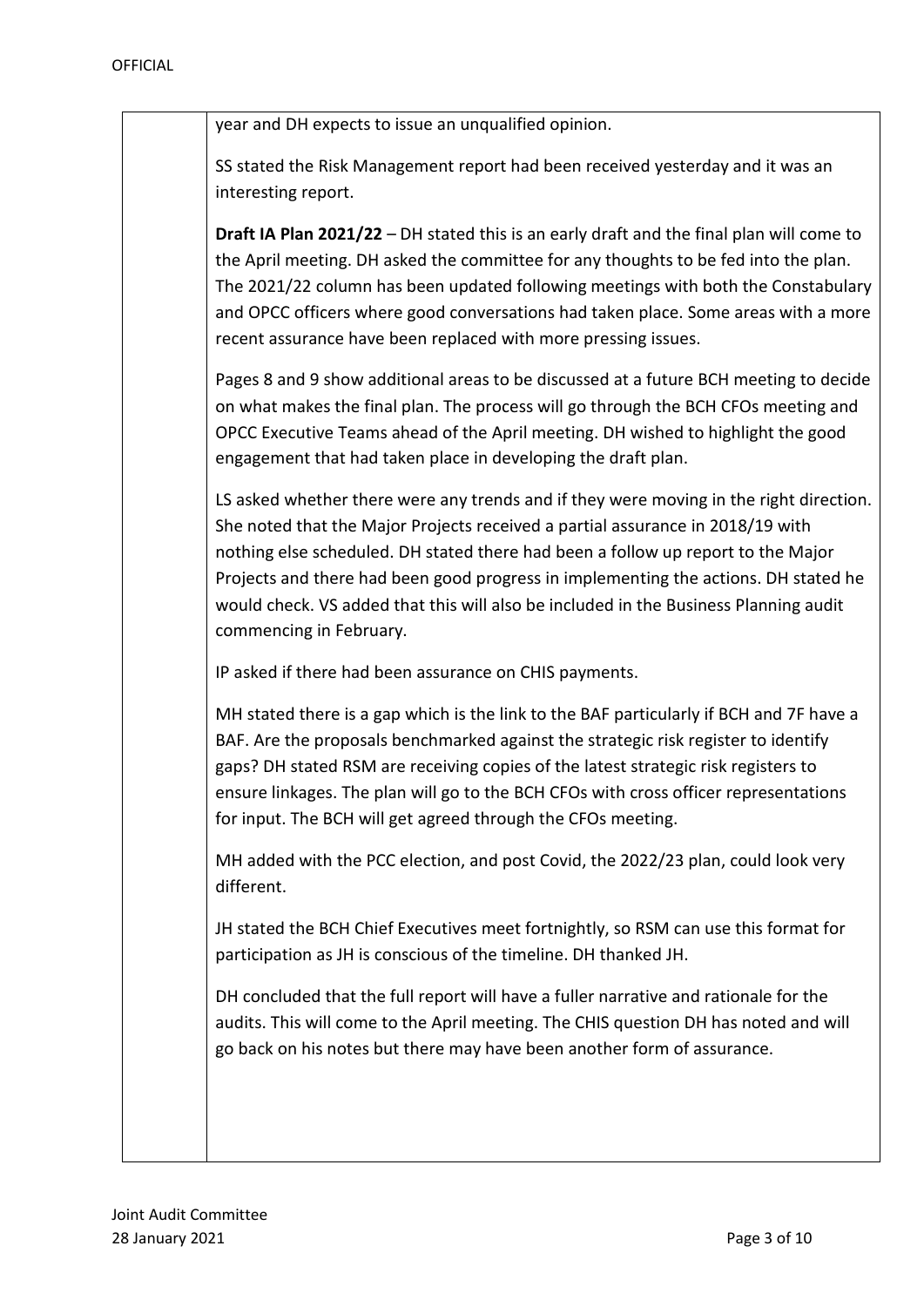year and DH expects to issue an unqualified opinion.

SS stated the Risk Management report had been received yesterday and it was an interesting report.

**Draft IA Plan 2021/22** – DH stated this is an early draft and the final plan will come to the April meeting. DH asked the committee for any thoughts to be fed into the plan. The 2021/22 column has been updated following meetings with both the Constabulary and OPCC officers where good conversations had taken place. Some areas with a more recent assurance have been replaced with more pressing issues.

Pages 8 and 9 show additional areas to be discussed at a future BCH meeting to decide on what makes the final plan. The process will go through the BCH CFOs meeting and OPCC Executive Teams ahead of the April meeting. DH wished to highlight the good engagement that had taken place in developing the draft plan.

LS asked whether there were any trends and if they were moving in the right direction. She noted that the Major Projects received a partial assurance in 2018/19 with nothing else scheduled. DH stated there had been a follow up report to the Major Projects and there had been good progress in implementing the actions. DH stated he would check. VS added that this will also be included in the Business Planning audit commencing in February.

IP asked if there had been assurance on CHIS payments.

MH stated there is a gap which is the link to the BAF particularly if BCH and 7F have a BAF. Are the proposals benchmarked against the strategic risk register to identify gaps? DH stated RSM are receiving copies of the latest strategic risk registers to ensure linkages. The plan will go to the BCH CFOs with cross officer representations for input. The BCH will get agreed through the CFOs meeting.

MH added with the PCC election, and post Covid, the 2022/23 plan, could look very different.

JH stated the BCH Chief Executives meet fortnightly, so RSM can use this format for participation as JH is conscious of the timeline. DH thanked JH.

DH concluded that the full report will have a fuller narrative and rationale for the audits. This will come to the April meeting. The CHIS question DH has noted and will go back on his notes but there may have been another form of assurance.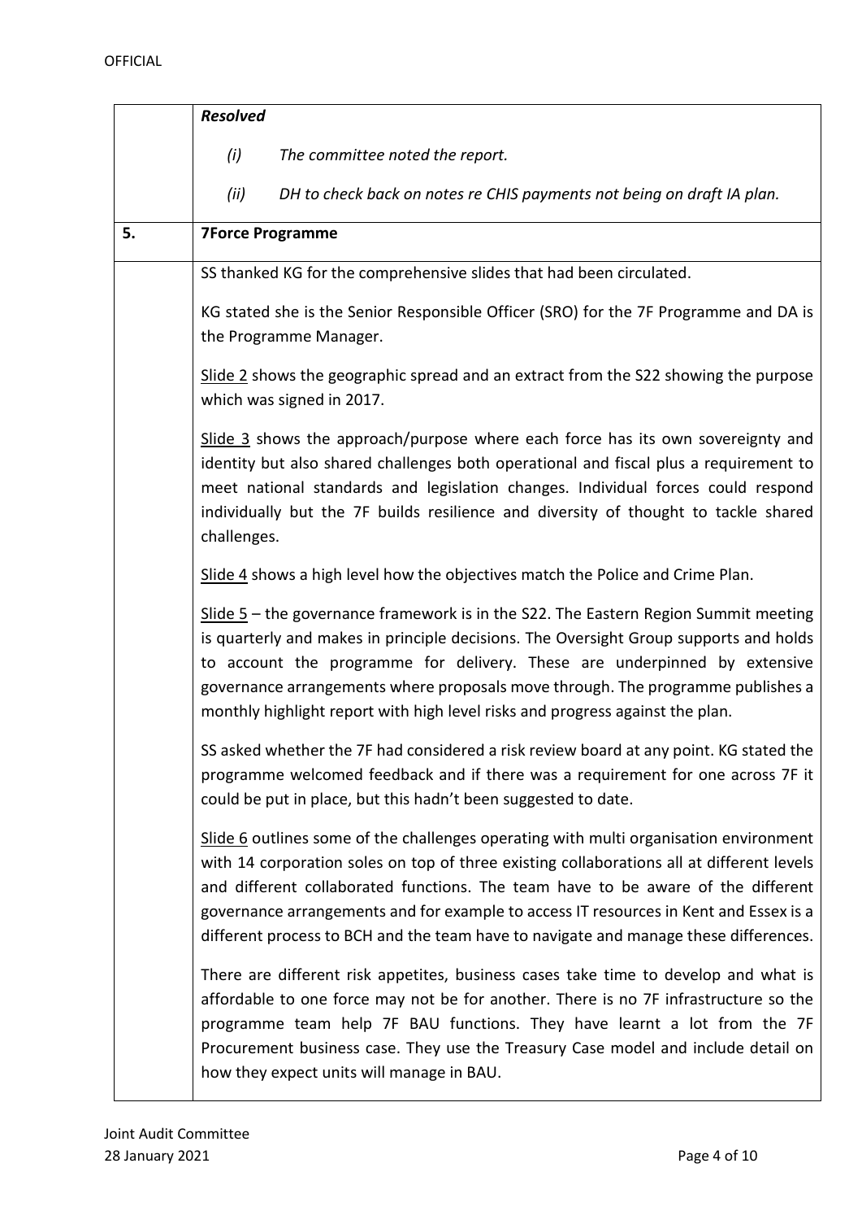| | ***Resolved*** |
|---|---|
| | *(i) The committee noted the report.* |
| | *(ii) DH to check back on notes re CHIS payments not being on draft IA plan.* |
| **5.** | **7Force Programme** |

SS thanked KG for the comprehensive slides that had been circulated.

KG stated she is the Senior Responsible Officer (SRO) for the 7F Programme and DA is the Programme Manager.

Slide 2 shows the geographic spread and an extract from the S22 showing the purpose which was signed in 2017.

Slide 3 shows the approach/purpose where each force has its own sovereignty and identity but also shared challenges both operational and fiscal plus a requirement to meet national standards and legislation changes. Individual forces could respond individually but the 7F builds resilience and diversity of thought to tackle shared challenges.

Slide 4 shows a high level how the objectives match the Police and Crime Plan.

Slide 5 – the governance framework is in the S22. The Eastern Region Summit meeting is quarterly and makes in principle decisions. The Oversight Group supports and holds to account the programme for delivery. These are underpinned by extensive governance arrangements where proposals move through. The programme publishes a monthly highlight report with high level risks and progress against the plan.

SS asked whether the 7F had considered a risk review board at any point. KG stated the programme welcomed feedback and if there was a requirement for one across 7F it could be put in place, but this hadn't been suggested to date.

Slide 6 outlines some of the challenges operating with multi organisation environment with 14 corporation soles on top of three existing collaborations all at different levels and different collaborated functions. The team have to be aware of the different governance arrangements and for example to access IT resources in Kent and Essex is a different process to BCH and the team have to navigate and manage these differences.

There are different risk appetites, business cases take time to develop and what is affordable to one force may not be for another. There is no 7F infrastructure so the programme team help 7F BAU functions. They have learnt a lot from the 7F Procurement business case. They use the Treasury Case model and include detail on how they expect units will manage in BAU.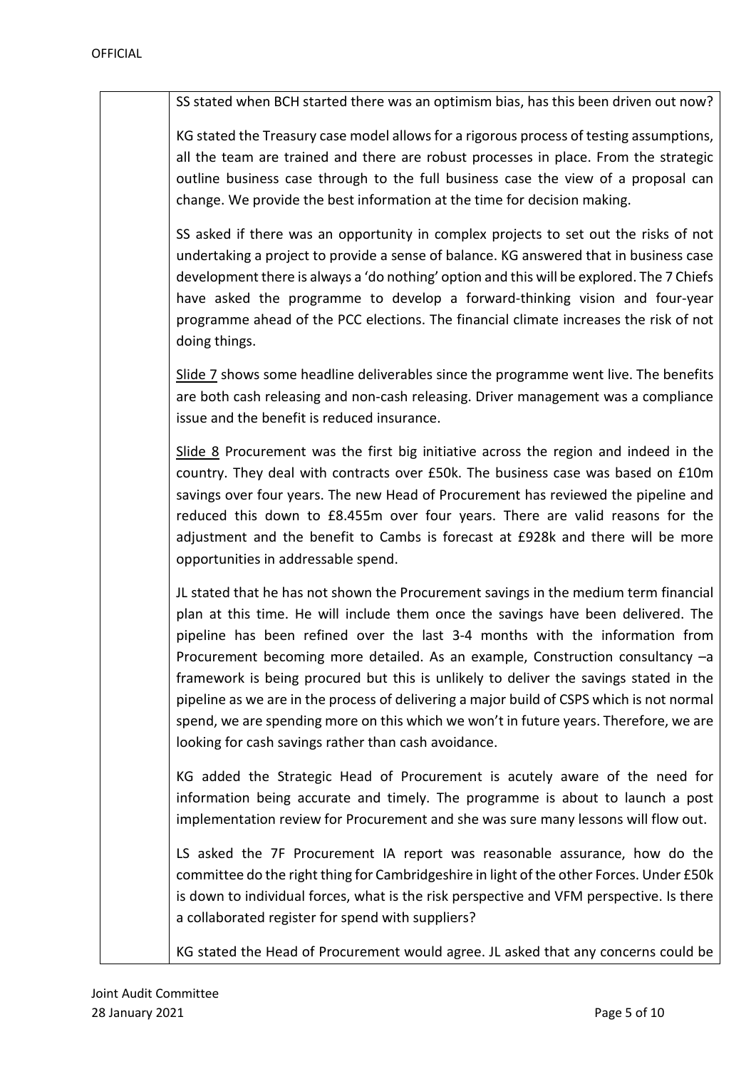SS stated when BCH started there was an optimism bias, has this been driven out now?

KG stated the Treasury case model allows for a rigorous process of testing assumptions, all the team are trained and there are robust processes in place. From the strategic outline business case through to the full business case the view of a proposal can change. We provide the best information at the time for decision making.

SS asked if there was an opportunity in complex projects to set out the risks of not undertaking a project to provide a sense of balance. KG answered that in business case development there is always a 'do nothing' option and this will be explored. The 7 Chiefs have asked the programme to develop a forward-thinking vision and four-year programme ahead of the PCC elections. The financial climate increases the risk of not doing things.

Slide 7 shows some headline deliverables since the programme went live. The benefits are both cash releasing and non-cash releasing. Driver management was a compliance issue and the benefit is reduced insurance.

Slide 8 Procurement was the first big initiative across the region and indeed in the country. They deal with contracts over £50k. The business case was based on £10m savings over four years. The new Head of Procurement has reviewed the pipeline and reduced this down to £8.455m over four years. There are valid reasons for the adjustment and the benefit to Cambs is forecast at £928k and there will be more opportunities in addressable spend.

JL stated that he has not shown the Procurement savings in the medium term financial plan at this time. He will include them once the savings have been delivered. The pipeline has been refined over the last 3-4 months with the information from Procurement becoming more detailed. As an example, Construction consultancy –a framework is being procured but this is unlikely to deliver the savings stated in the pipeline as we are in the process of delivering a major build of CSPS which is not normal spend, we are spending more on this which we won't in future years. Therefore, we are looking for cash savings rather than cash avoidance.

KG added the Strategic Head of Procurement is acutely aware of the need for information being accurate and timely. The programme is about to launch a post implementation review for Procurement and she was sure many lessons will flow out.

LS asked the 7F Procurement IA report was reasonable assurance, how do the committee do the right thing for Cambridgeshire in light of the other Forces. Under £50k is down to individual forces, what is the risk perspective and VFM perspective. Is there a collaborated register for spend with suppliers?

KG stated the Head of Procurement would agree. JL asked that any concerns could be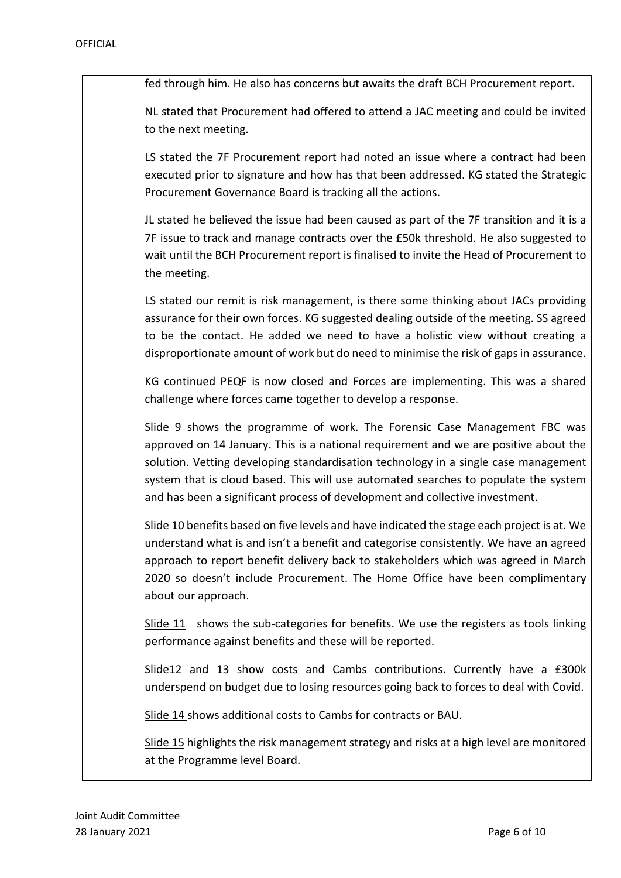fed through him. He also has concerns but awaits the draft BCH Procurement report.

NL stated that Procurement had offered to attend a JAC meeting and could be invited to the next meeting.

LS stated the 7F Procurement report had noted an issue where a contract had been executed prior to signature and how has that been addressed. KG stated the Strategic Procurement Governance Board is tracking all the actions.

JL stated he believed the issue had been caused as part of the 7F transition and it is a 7F issue to track and manage contracts over the £50k threshold. He also suggested to wait until the BCH Procurement report is finalised to invite the Head of Procurement to the meeting.

LS stated our remit is risk management, is there some thinking about JACs providing assurance for their own forces. KG suggested dealing outside of the meeting. SS agreed to be the contact. He added we need to have a holistic view without creating a disproportionate amount of work but do need to minimise the risk of gaps in assurance.

KG continued PEQF is now closed and Forces are implementing. This was a shared challenge where forces came together to develop a response.

Slide 9 shows the programme of work. The Forensic Case Management FBC was approved on 14 January. This is a national requirement and we are positive about the solution. Vetting developing standardisation technology in a single case management system that is cloud based. This will use automated searches to populate the system and has been a significant process of development and collective investment.

Slide 10 benefits based on five levels and have indicated the stage each project is at. We understand what is and isn't a benefit and categorise consistently. We have an agreed approach to report benefit delivery back to stakeholders which was agreed in March 2020 so doesn't include Procurement. The Home Office have been complimentary about our approach.

Slide 11 shows the sub-categories for benefits. We use the registers as tools linking performance against benefits and these will be reported.

Slide12 and 13 show costs and Cambs contributions. Currently have a £300k underspend on budget due to losing resources going back to forces to deal with Covid.

Slide 14 shows additional costs to Cambs for contracts or BAU.

Slide 15 highlights the risk management strategy and risks at a high level are monitored at the Programme level Board.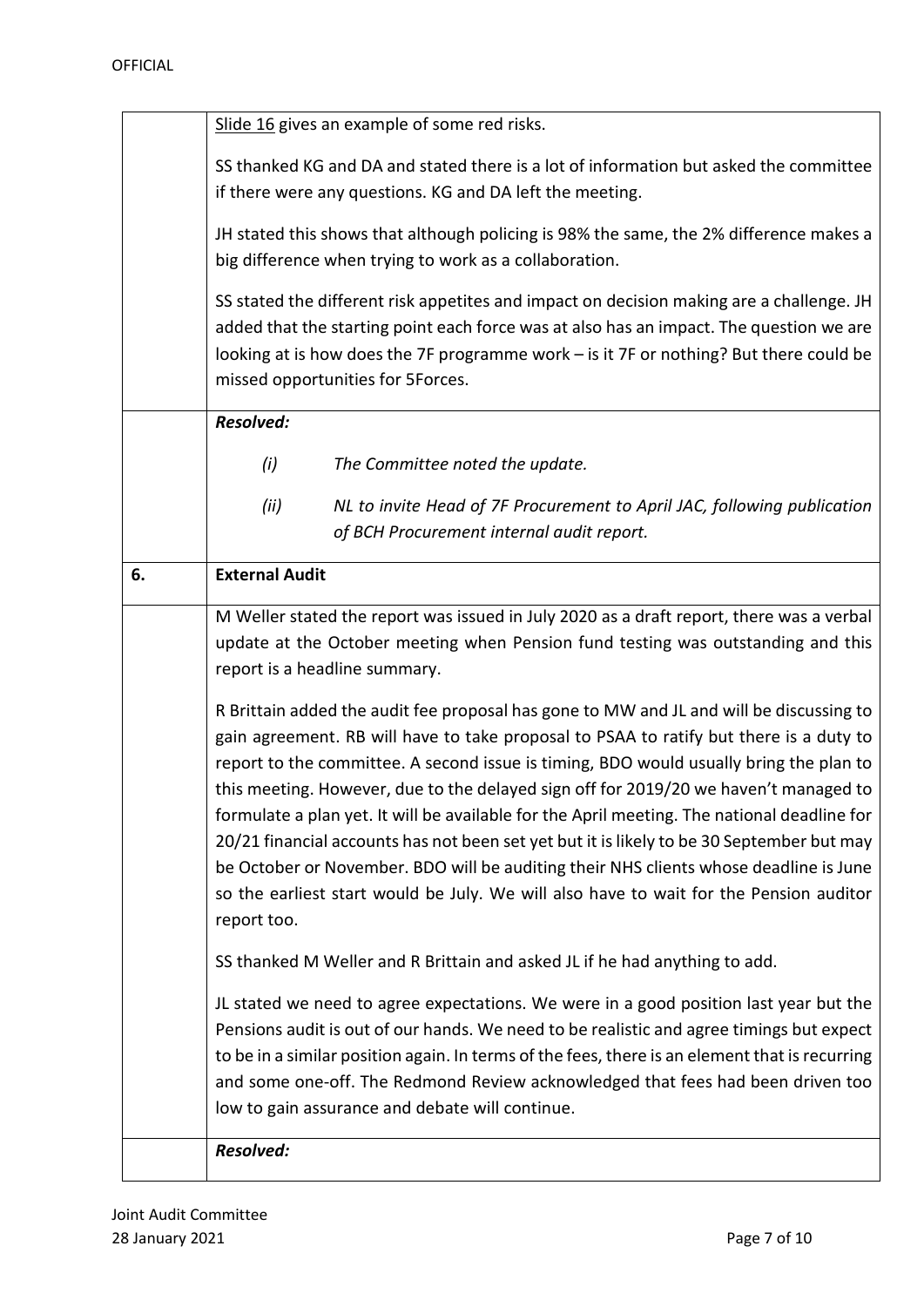| | |
|---|---|
| | Slide 16 gives an example of some red risks.<br><br>SS thanked KG and DA and stated there is a lot of information but asked the committee if there were any questions. KG and DA left the meeting.<br><br>JH stated this shows that although policing is 98% the same, the 2% difference makes a big difference when trying to work as a collaboration.<br><br>SS stated the different risk appetites and impact on decision making are a challenge. JH added that the starting point each force was at also has an impact. The question we are looking at is how does the 7F programme work – is it 7F or nothing? But there could be missed opportunities for 5Forces. |
| | ***Resolved:***<br><br>*(i) The Committee noted the update.*<br><br>*(ii) NL to invite Head of 7F Procurement to April JAC, following publication of BCH Procurement internal audit report.* |
| **6.** | **External Audit** |
| | M Weller stated the report was issued in July 2020 as a draft report, there was a verbal update at the October meeting when Pension fund testing was outstanding and this report is a headline summary.<br><br>R Brittain added the audit fee proposal has gone to MW and JL and will be discussing to gain agreement. RB will have to take proposal to PSAA to ratify but there is a duty to report to the committee. A second issue is timing, BDO would usually bring the plan to this meeting. However, due to the delayed sign off for 2019/20 we haven't managed to formulate a plan yet. It will be available for the April meeting. The national deadline for 20/21 financial accounts has not been set yet but it is likely to be 30 September but may be October or November. BDO will be auditing their NHS clients whose deadline is June so the earliest start would be July. We will also have to wait for the Pension auditor report too.<br><br>SS thanked M Weller and R Brittain and asked JL if he had anything to add.<br><br>JL stated we need to agree expectations. We were in a good position last year but the Pensions audit is out of our hands. We need to be realistic and agree timings but expect to be in a similar position again. In terms of the fees, there is an element that is recurring and some one-off. The Redmond Review acknowledged that fees had been driven too low to gain assurance and debate will continue. |
| | ***Resolved:*** |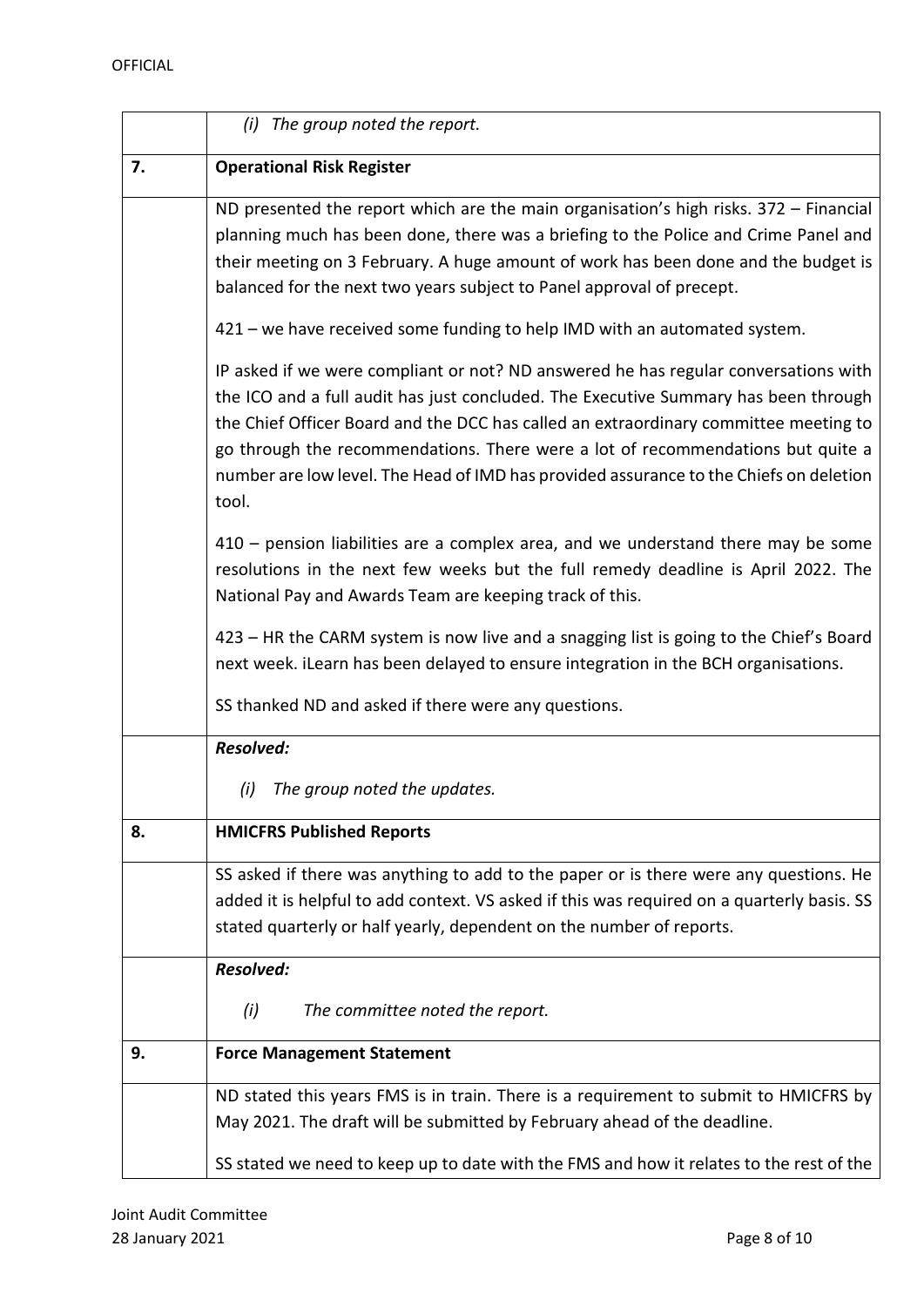OFFICIAL

| | |
|---|---|
| | *(i) The group noted the report.* |
| **7.** | **Operational Risk Register** |
| | ND presented the report which are the main organisation's high risks. 372 – Financial planning much has been done, there was a briefing to the Police and Crime Panel and their meeting on 3 February. A huge amount of work has been done and the budget is balanced for the next two years subject to Panel approval of precept.<br><br>421 – we have received some funding to help IMD with an automated system.<br><br>IP asked if we were compliant or not? ND answered he has regular conversations with the ICO and a full audit has just concluded. The Executive Summary has been through the Chief Officer Board and the DCC has called an extraordinary committee meeting to go through the recommendations. There were a lot of recommendations but quite a number are low level. The Head of IMD has provided assurance to the Chiefs on deletion tool.<br><br>410 – pension liabilities are a complex area, and we understand there may be some resolutions in the next few weeks but the full remedy deadline is April 2022. The National Pay and Awards Team are keeping track of this.<br><br>423 – HR the CARM system is now live and a snagging list is going to the Chief's Board next week. iLearn has been delayed to ensure integration in the BCH organisations.<br><br>SS thanked ND and asked if there were any questions. |
| | ***Resolved:***<br><br>*(i) The group noted the updates.* |
| **8.** | **HMICFRS Published Reports** |
| | SS asked if there was anything to add to the paper or is there were any questions. He added it is helpful to add context. VS asked if this was required on a quarterly basis. SS stated quarterly or half yearly, dependent on the number of reports. |
| | ***Resolved:***<br><br>*(i) The committee noted the report.* |
| **9.** | **Force Management Statement** |
| | ND stated this years FMS is in train. There is a requirement to submit to HMICFRS by May 2021. The draft will be submitted by February ahead of the deadline.<br><br>SS stated we need to keep up to date with the FMS and how it relates to the rest of the |

Joint Audit Committee
28 January 2021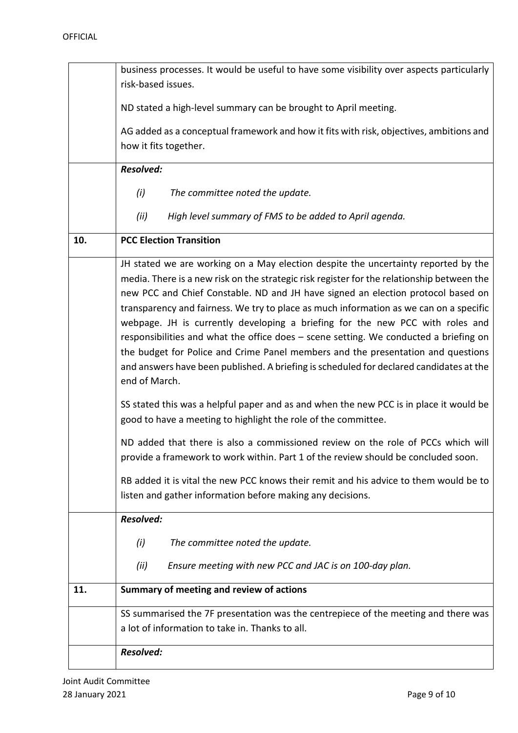| | |
|---|---|
| | business processes. It would be useful to have some visibility over aspects particularly risk-based issues.<br><br>ND stated a high-level summary can be brought to April meeting.<br><br>AG added as a conceptual framework and how it fits with risk, objectives, ambitions and how it fits together. |
| | ***Resolved:***<br><br>*(i) The committee noted the update.*<br><br>*(ii) High level summary of FMS to be added to April agenda.* |
| **10.** | **PCC Election Transition** |
| | JH stated we are working on a May election despite the uncertainty reported by the media. There is a new risk on the strategic risk register for the relationship between the new PCC and Chief Constable. ND and JH have signed an election protocol based on transparency and fairness. We try to place as much information as we can on a specific webpage. JH is currently developing a briefing for the new PCC with roles and responsibilities and what the office does – scene setting. We conducted a briefing on the budget for Police and Crime Panel members and the presentation and questions and answers have been published. A briefing is scheduled for declared candidates at the end of March.<br><br>SS stated this was a helpful paper and as and when the new PCC is in place it would be good to have a meeting to highlight the role of the committee.<br><br>ND added that there is also a commissioned review on the role of PCCs which will provide a framework to work within. Part 1 of the review should be concluded soon.<br><br>RB added it is vital the new PCC knows their remit and his advice to them would be to listen and gather information before making any decisions. |
| | ***Resolved:***<br><br>*(i) The committee noted the update.*<br><br>*(ii) Ensure meeting with new PCC and JAC is on 100-day plan.* |
| **11.** | **Summary of meeting and review of actions** |
| | SS summarised the 7F presentation was the centrepiece of the meeting and there was a lot of information to take in. Thanks to all. |
| | ***Resolved:*** |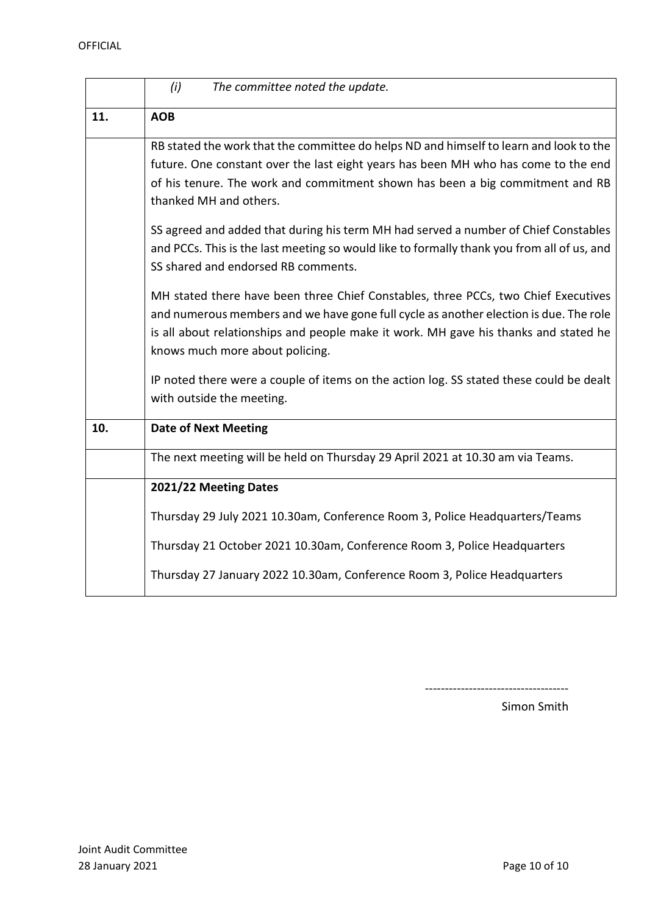| | |
|---|---|
| | *(i) The committee noted the update.* |
| **11.** | **AOB** |
| | RB stated the work that the committee do helps ND and himself to learn and look to the future. One constant over the last eight years has been MH who has come to the end of his tenure. The work and commitment shown has been a big commitment and RB thanked MH and others.<br><br>SS agreed and added that during his term MH had served a number of Chief Constables and PCCs. This is the last meeting so would like to formally thank you from all of us, and SS shared and endorsed RB comments.<br><br>MH stated there have been three Chief Constables, three PCCs, two Chief Executives and numerous members and we have gone full cycle as another election is due. The role is all about relationships and people make it work. MH gave his thanks and stated he knows much more about policing.<br><br>IP noted there were a couple of items on the action log. SS stated these could be dealt with outside the meeting. |
| **10.** | **Date of Next Meeting** |
| | The next meeting will be held on Thursday 29 April 2021 at 10.30 am via Teams. |
| | **2021/22 Meeting Dates**<br><br>Thursday 29 July 2021 10.30am, Conference Room 3, Police Headquarters/Teams<br><br>Thursday 21 October 2021 10.30am, Conference Room 3, Police Headquarters<br><br>Thursday 27 January 2022 10.30am, Conference Room 3, Police Headquarters |

------------------------------------

Simon Smith